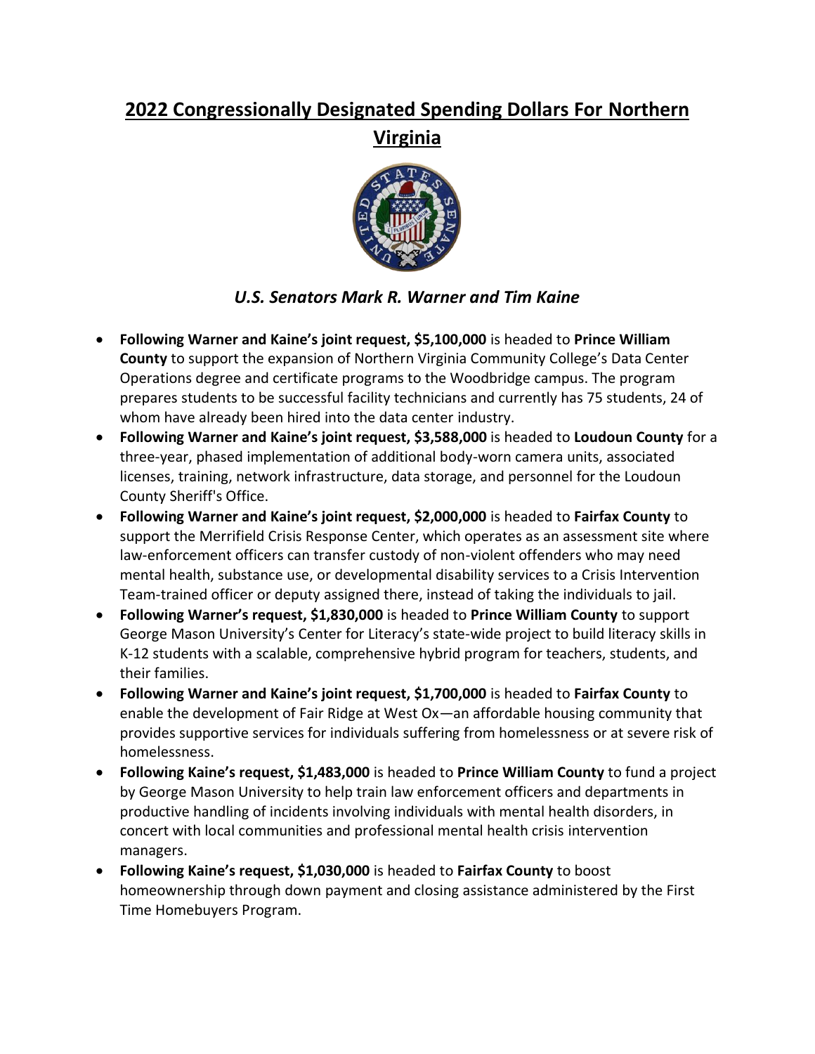# 2022 Congressionally Designated Spending Dollars For Northern Virginia

***U.S. Senators Mark R. Warner and Tim Kaine***

- **Following Warner and Kaine's joint request, $5,100,000** is headed to **Prince William County** to support the expansion of Northern Virginia Community College's Data Center Operations degree and certificate programs to the Woodbridge campus. The program prepares students to be successful facility technicians and currently has 75 students, 24 of whom have already been hired into the data center industry.
- **Following Warner and Kaine's joint request, $3,588,000** is headed to **Loudoun County** for a three-year, phased implementation of additional body-worn camera units, associated licenses, training, network infrastructure, data storage, and personnel for the Loudoun County Sheriff's Office.
- **Following Warner and Kaine's joint request, $2,000,000** is headed to **Fairfax County** to support the Merrifield Crisis Response Center, which operates as an assessment site where law-enforcement officers can transfer custody of non-violent offenders who may need mental health, substance use, or developmental disability services to a Crisis Intervention Team-trained officer or deputy assigned there, instead of taking the individuals to jail.
- **Following Warner's request, $1,830,000** is headed to **Prince William County** to support George Mason University's Center for Literacy's state-wide project to build literacy skills in K-12 students with a scalable, comprehensive hybrid program for teachers, students, and their families.
- **Following Warner and Kaine's joint request, $1,700,000** is headed to **Fairfax County** to enable the development of Fair Ridge at West Ox—an affordable housing community that provides supportive services for individuals suffering from homelessness or at severe risk of homelessness.
- **Following Kaine's request, $1,483,000** is headed to **Prince William County** to fund a project by George Mason University to help train law enforcement officers and departments in productive handling of incidents involving individuals with mental health disorders, in concert with local communities and professional mental health crisis intervention managers.
- **Following Kaine's request, $1,030,000** is headed to **Fairfax County** to boost homeownership through down payment and closing assistance administered by the First Time Homebuyers Program.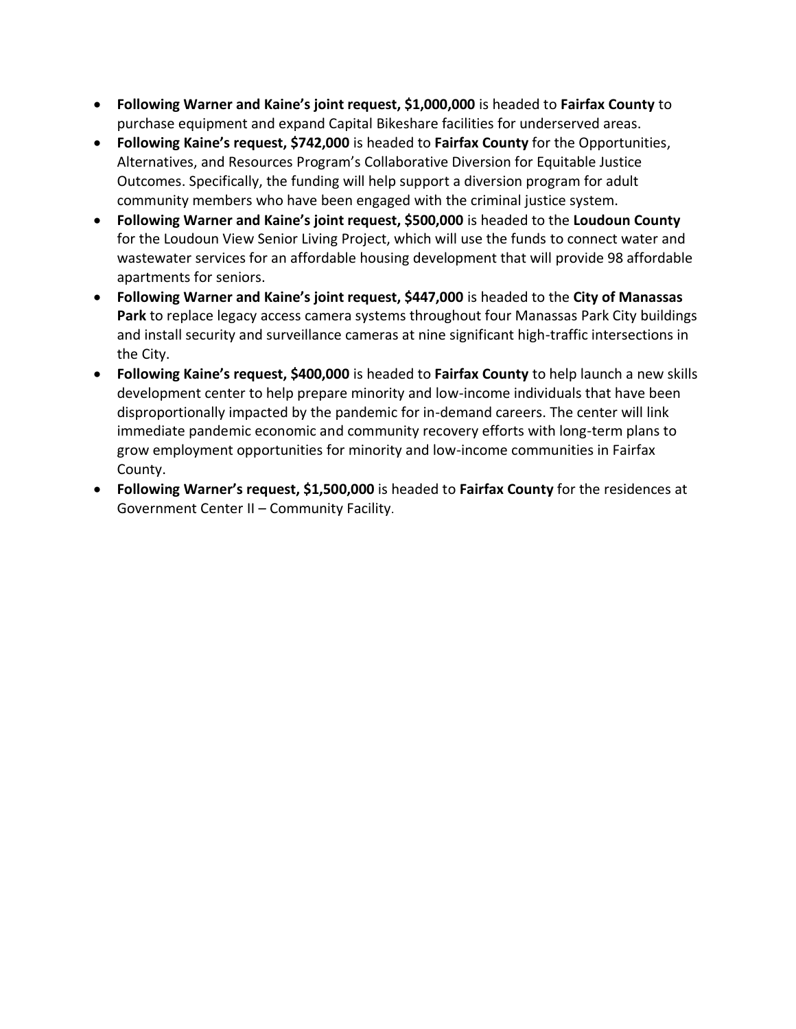- **Following Warner and Kaine's joint request, $1,000,000** is headed to **Fairfax County** to purchase equipment and expand Capital Bikeshare facilities for underserved areas.
- **Following Kaine's request, $742,000** is headed to **Fairfax County** for the Opportunities, Alternatives, and Resources Program's Collaborative Diversion for Equitable Justice Outcomes. Specifically, the funding will help support a diversion program for adult community members who have been engaged with the criminal justice system.
- **Following Warner and Kaine's joint request, $500,000** is headed to the **Loudoun County** for the Loudoun View Senior Living Project, which will use the funds to connect water and wastewater services for an affordable housing development that will provide 98 affordable apartments for seniors.
- **Following Warner and Kaine's joint request, $447,000** is headed to the **City of Manassas Park** to replace legacy access camera systems throughout four Manassas Park City buildings and install security and surveillance cameras at nine significant high-traffic intersections in the City.
- **Following Kaine's request, $400,000** is headed to **Fairfax County** to help launch a new skills development center to help prepare minority and low-income individuals that have been disproportionally impacted by the pandemic for in-demand careers. The center will link immediate pandemic economic and community recovery efforts with long-term plans to grow employment opportunities for minority and low-income communities in Fairfax County.
- **Following Warner's request, $1,500,000** is headed to **Fairfax County** for the residences at Government Center II – Community Facility.